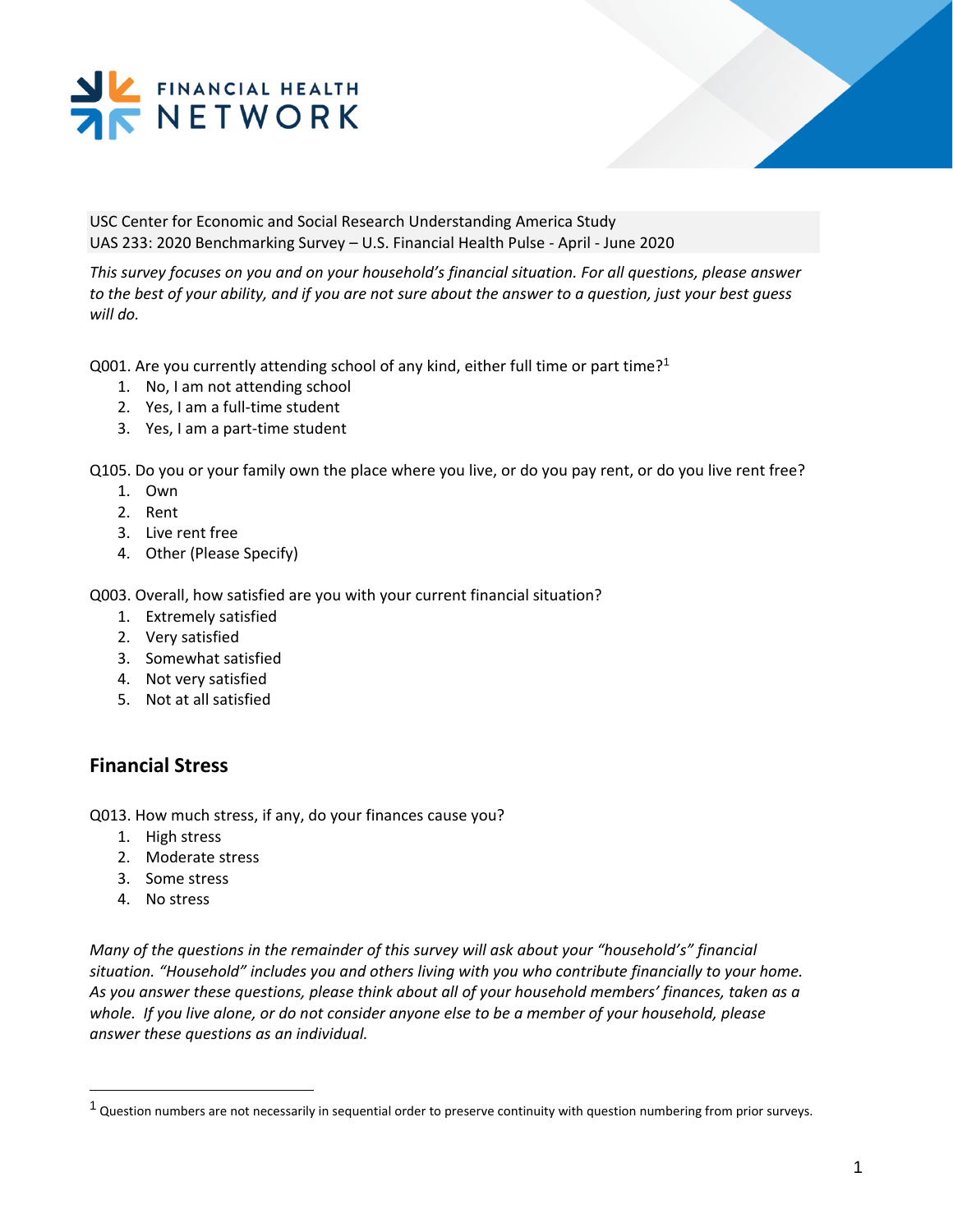FINANCIAL HEALTH NETWORK

USC Center for Economic and Social Research Understanding America Study
UAS 233: 2020 Benchmarking Survey – U.S. Financial Health Pulse - April - June 2020

*This survey focuses on you and on your household's financial situation. For all questions, please answer to the best of your ability, and if you are not sure about the answer to a question, just your best guess will do.*

Q001. Are you currently attending school of any kind, either full time or part time?[1]

1. No, I am not attending school
2. Yes, I am a full-time student
3. Yes, I am a part-time student

Q105. Do you or your family own the place where you live, or do you pay rent, or do you live rent free?

1. Own
2. Rent
3. Live rent free
4. Other (Please Specify)

Q003. Overall, how satisfied are you with your current financial situation?

1. Extremely satisfied
2. Very satisfied
3. Somewhat satisfied
4. Not very satisfied
5. Not at all satisfied

## Financial Stress

Q013. How much stress, if any, do your finances cause you?

1. High stress
2. Moderate stress
3. Some stress
4. No stress

*Many of the questions in the remainder of this survey will ask about your "household's" financial situation. "Household" includes you and others living with you who contribute financially to your home. As you answer these questions, please think about all of your household members' finances, taken as a whole. If you live alone, or do not consider anyone else to be a member of your household, please answer these questions as an individual.*

[1] Question numbers are not necessarily in sequential order to preserve continuity with question numbering from prior surveys.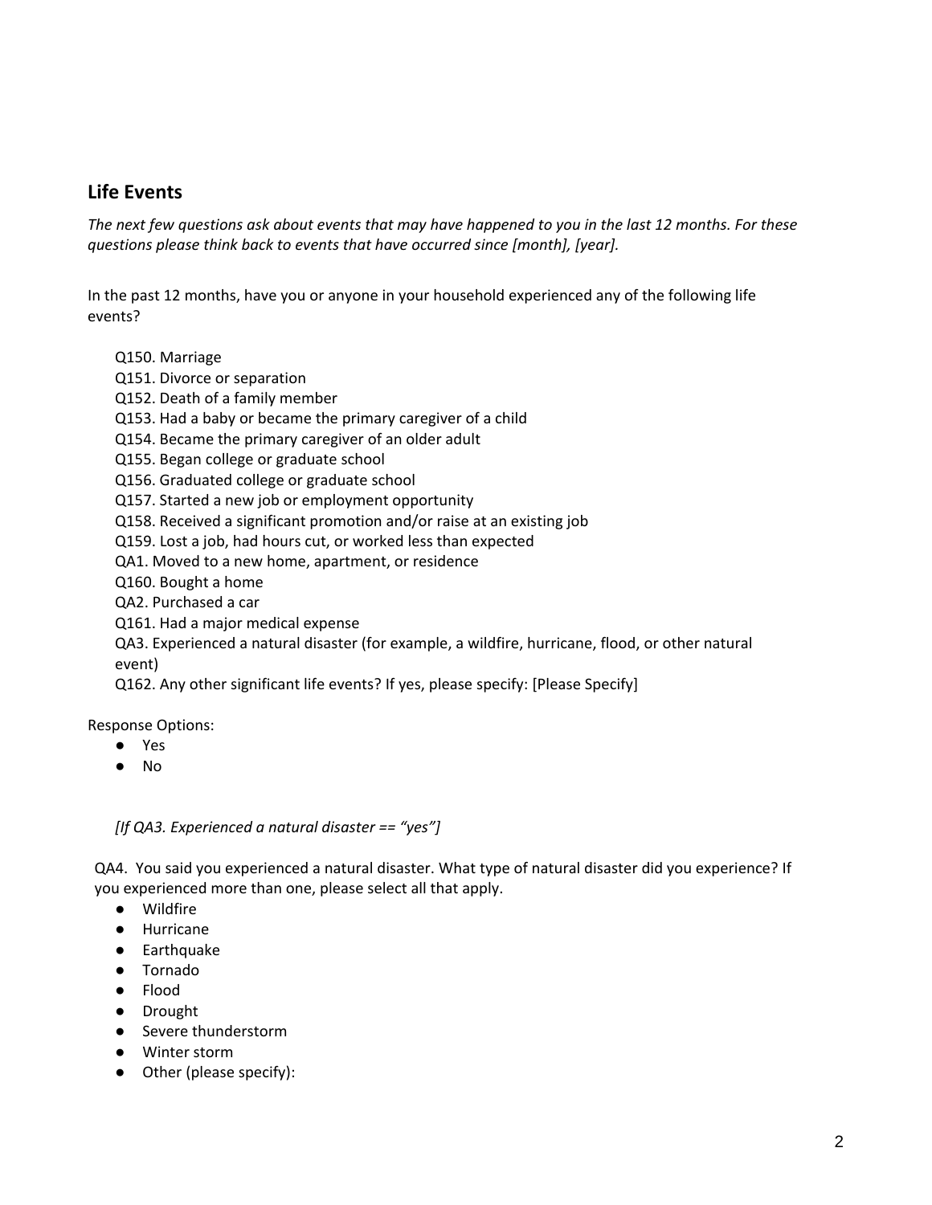## Life Events

*The next few questions ask about events that may have happened to you in the last 12 months. For these questions please think back to events that have occurred since [month], [year].*

In the past 12 months, have you or anyone in your household experienced any of the following life events?

Q150. Marriage
Q151. Divorce or separation
Q152. Death of a family member
Q153. Had a baby or became the primary caregiver of a child
Q154. Became the primary caregiver of an older adult
Q155. Began college or graduate school
Q156. Graduated college or graduate school
Q157. Started a new job or employment opportunity
Q158. Received a significant promotion and/or raise at an existing job
Q159. Lost a job, had hours cut, or worked less than expected
QA1. Moved to a new home, apartment, or residence
Q160. Bought a home
QA2. Purchased a car
Q161. Had a major medical expense
QA3. Experienced a natural disaster (for example, a wildfire, hurricane, flood, or other natural event)
Q162. Any other significant life events? If yes, please specify: [Please Specify]

Response Options:

- Yes
- No

*[If QA3. Experienced a natural disaster == "yes"]*

QA4. You said you experienced a natural disaster. What type of natural disaster did you experience? If you experienced more than one, please select all that apply.

- Wildfire
- Hurricane
- Earthquake
- Tornado
- Flood
- Drought
- Severe thunderstorm
- Winter storm
- Other (please specify):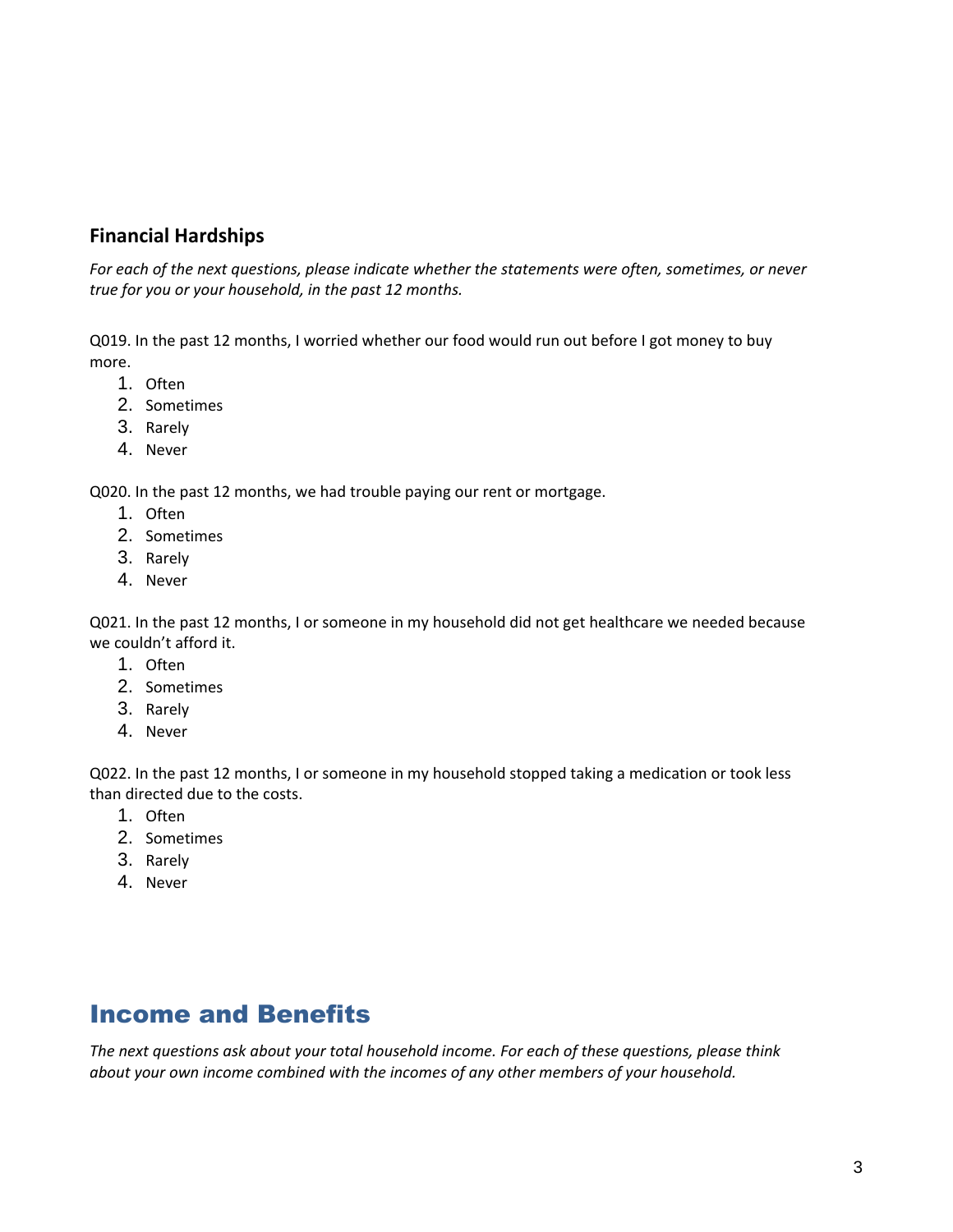### Financial Hardships

*For each of the next questions, please indicate whether the statements were often, sometimes, or never true for you or your household, in the past 12 months.*

Q019. In the past 12 months, I worried whether our food would run out before I got money to buy more.

1. Often
2. Sometimes
3. Rarely
4. Never

Q020. In the past 12 months, we had trouble paying our rent or mortgage.

1. Often
2. Sometimes
3. Rarely
4. Never

Q021. In the past 12 months, I or someone in my household did not get healthcare we needed because we couldn't afford it.

1. Often
2. Sometimes
3. Rarely
4. Never

Q022. In the past 12 months, I or someone in my household stopped taking a medication or took less than directed due to the costs.

1. Often
2. Sometimes
3. Rarely
4. Never

## Income and Benefits

*The next questions ask about your total household income. For each of these questions, please think about your own income combined with the incomes of any other members of your household.*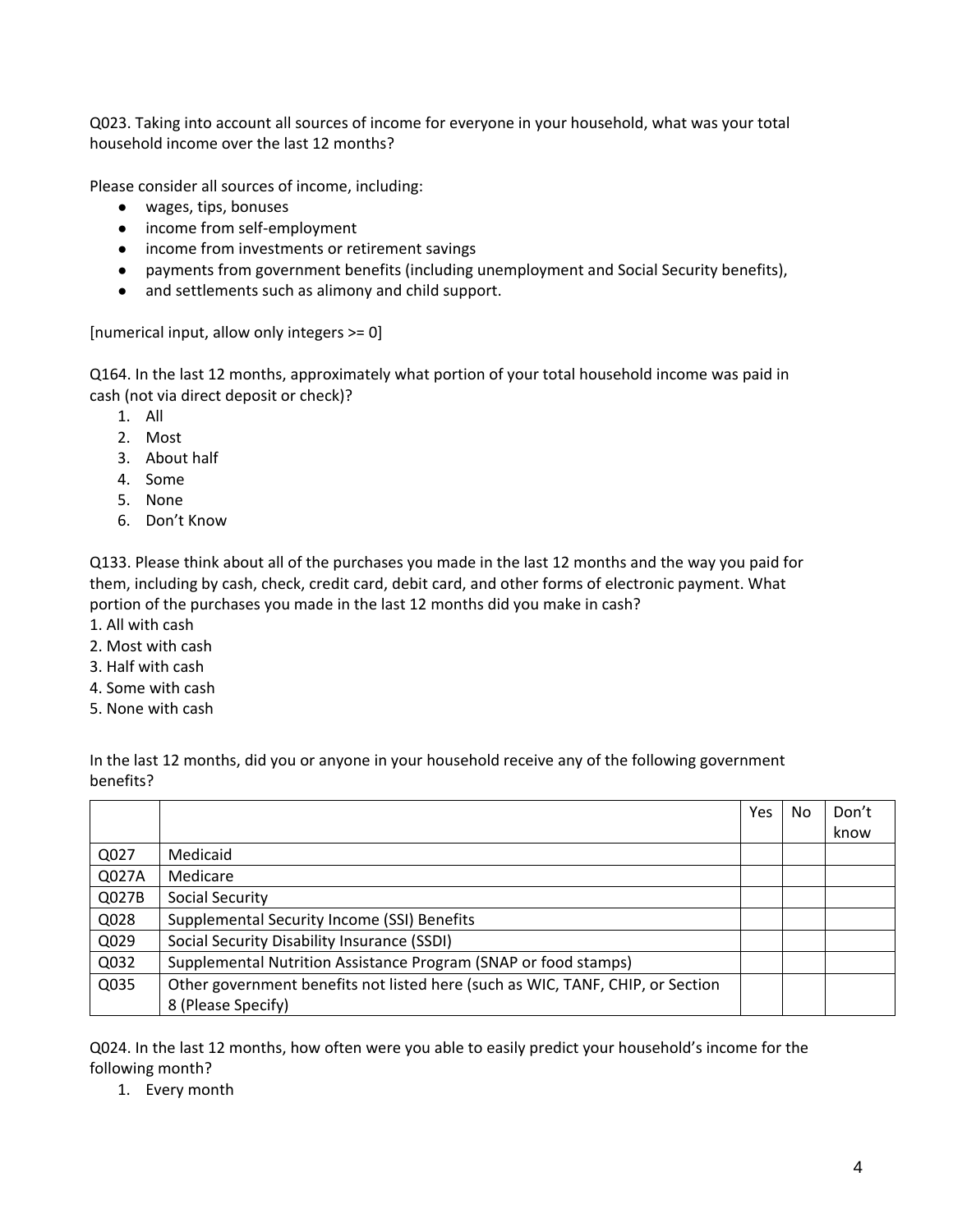Q023. Taking into account all sources of income for everyone in your household, what was your total household income over the last 12 months?

Please consider all sources of income, including:

- wages, tips, bonuses
- income from self-employment
- income from investments or retirement savings
- payments from government benefits (including unemployment and Social Security benefits),
- and settlements such as alimony and child support.

[numerical input, allow only integers >= 0]

Q164. In the last 12 months, approximately what portion of your total household income was paid in cash (not via direct deposit or check)?

1. All
2. Most
3. About half
4. Some
5. None
6. Don't Know

Q133. Please think about all of the purchases you made in the last 12 months and the way you paid for them, including by cash, check, credit card, debit card, and other forms of electronic payment. What portion of the purchases you made in the last 12 months did you make in cash?

1. All with cash
2. Most with cash
3. Half with cash
4. Some with cash
5. None with cash

In the last 12 months, did you or anyone in your household receive any of the following government benefits?

| | | Yes | No | Don't know |
|---|---|---|---|---|
| Q027 | Medicaid | | | |
| Q027A | Medicare | | | |
| Q027B | Social Security | | | |
| Q028 | Supplemental Security Income (SSI) Benefits | | | |
| Q029 | Social Security Disability Insurance (SSDI) | | | |
| Q032 | Supplemental Nutrition Assistance Program (SNAP or food stamps) | | | |
| Q035 | Other government benefits not listed here (such as WIC, TANF, CHIP, or Section 8 (Please Specify) | | | |

Q024. In the last 12 months, how often were you able to easily predict your household's income for the following month?

1. Every month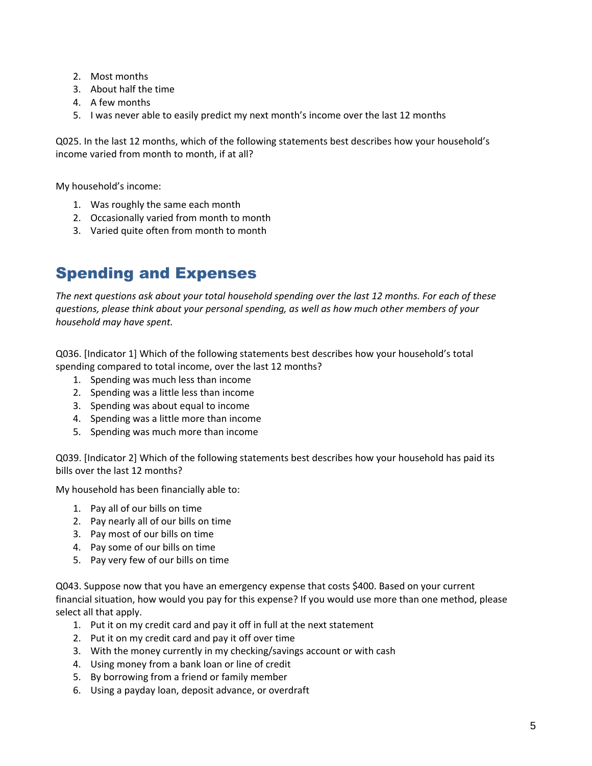2. Most months
3. About half the time
4. A few months
5. I was never able to easily predict my next month's income over the last 12 months

Q025. In the last 12 months, which of the following statements best describes how your household's income varied from month to month, if at all?

My household's income:

1. Was roughly the same each month
2. Occasionally varied from month to month
3. Varied quite often from month to month

## Spending and Expenses

*The next questions ask about your total household spending over the last 12 months. For each of these questions, please think about your personal spending, as well as how much other members of your household may have spent.*

Q036. [Indicator 1] Which of the following statements best describes how your household's total spending compared to total income, over the last 12 months?

1. Spending was much less than income
2. Spending was a little less than income
3. Spending was about equal to income
4. Spending was a little more than income
5. Spending was much more than income

Q039. [Indicator 2] Which of the following statements best describes how your household has paid its bills over the last 12 months?

My household has been financially able to:

1. Pay all of our bills on time
2. Pay nearly all of our bills on time
3. Pay most of our bills on time
4. Pay some of our bills on time
5. Pay very few of our bills on time

Q043. Suppose now that you have an emergency expense that costs $400. Based on your current financial situation, how would you pay for this expense? If you would use more than one method, please select all that apply.

1. Put it on my credit card and pay it off in full at the next statement
2. Put it on my credit card and pay it off over time
3. With the money currently in my checking/savings account or with cash
4. Using money from a bank loan or line of credit
5. By borrowing from a friend or family member
6. Using a payday loan, deposit advance, or overdraft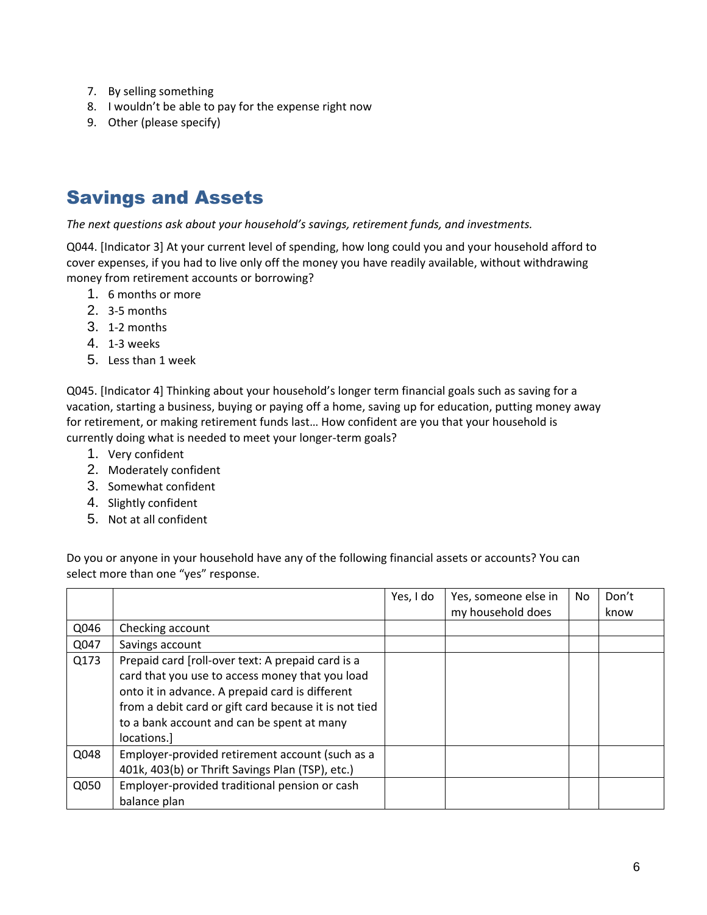7. By selling something
8. I wouldn't be able to pay for the expense right now
9. Other (please specify)

## Savings and Assets

*The next questions ask about your household's savings, retirement funds, and investments.*

Q044. [Indicator 3] At your current level of spending, how long could you and your household afford to cover expenses, if you had to live only off the money you have readily available, without withdrawing money from retirement accounts or borrowing?

1. 6 months or more
2. 3-5 months
3. 1-2 months
4. 1-3 weeks
5. Less than 1 week

Q045. [Indicator 4] Thinking about your household's longer term financial goals such as saving for a vacation, starting a business, buying or paying off a home, saving up for education, putting money away for retirement, or making retirement funds last… How confident are you that your household is currently doing what is needed to meet your longer-term goals?

1. Very confident
2. Moderately confident
3. Somewhat confident
4. Slightly confident
5. Not at all confident

Do you or anyone in your household have any of the following financial assets or accounts? You can select more than one "yes" response.

| | | Yes, I do | Yes, someone else in my household does | No | Don't know |
|---|---|---|---|---|---|
| Q046 | Checking account | | | | |
| Q047 | Savings account | | | | |
| Q173 | Prepaid card [roll-over text: A prepaid card is a card that you use to access money that you load onto it in advance. A prepaid card is different from a debit card or gift card because it is not tied to a bank account and can be spent at many locations.] | | | | |
| Q048 | Employer-provided retirement account (such as a 401k, 403(b) or Thrift Savings Plan (TSP), etc.) | | | | |
| Q050 | Employer-provided traditional pension or cash balance plan | | | | |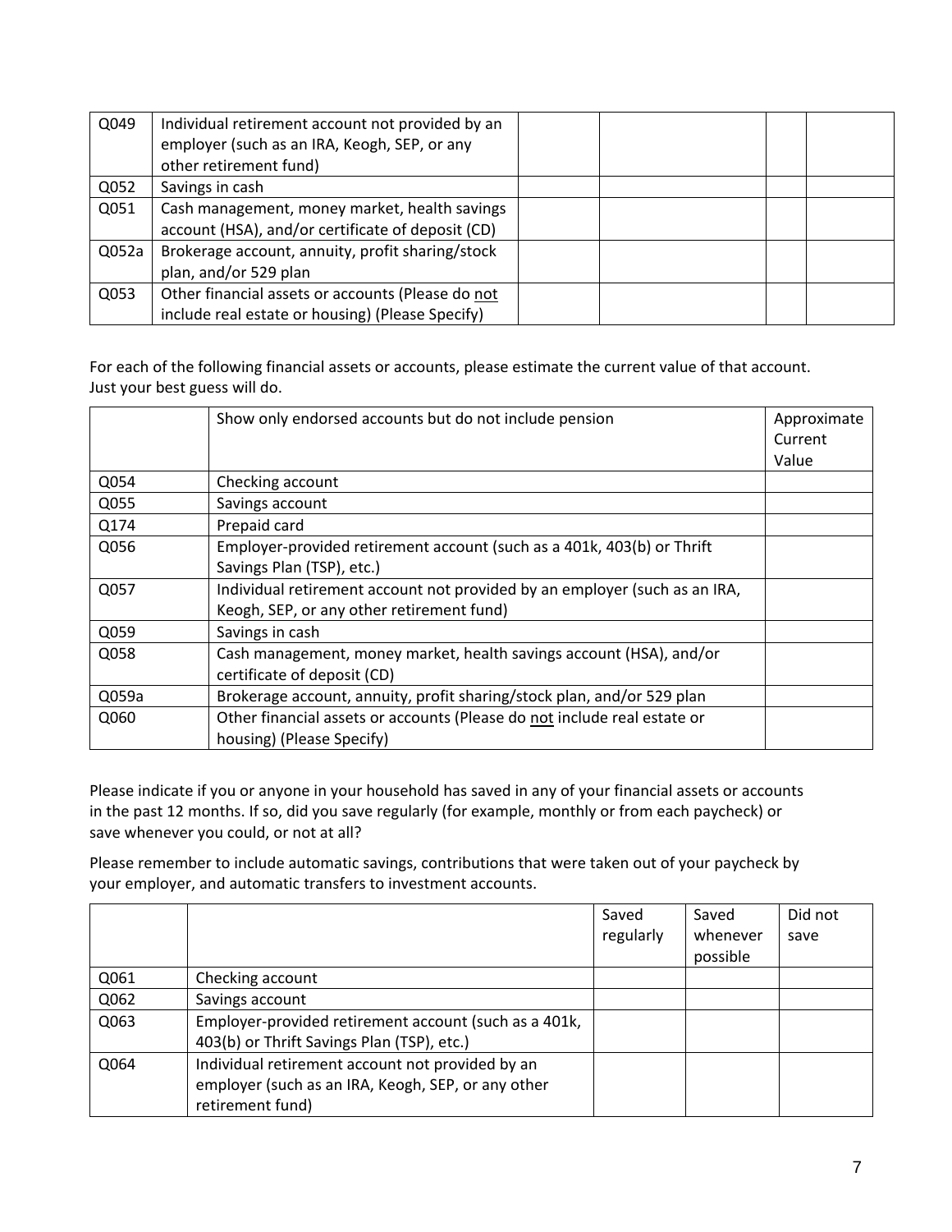| | | | | | |
|---|---|---|---|---|---|
| Q049 | Individual retirement account not provided by an employer (such as an IRA, Keogh, SEP, or any other retirement fund) | | | | |
| Q052 | Savings in cash | | | | |
| Q051 | Cash management, money market, health savings account (HSA), and/or certificate of deposit (CD) | | | | |
| Q052a | Brokerage account, annuity, profit sharing/stock plan, and/or 529 plan | | | | |
| Q053 | Other financial assets or accounts (Please do not include real estate or housing) (Please Specify) | | | | |

For each of the following financial assets or accounts, please estimate the current value of that account. Just your best guess will do.

| | Show only endorsed accounts but do not include pension | Approximate Current Value |
|---|---|---|
| Q054 | Checking account | |
| Q055 | Savings account | |
| Q174 | Prepaid card | |
| Q056 | Employer-provided retirement account (such as a 401k, 403(b) or Thrift Savings Plan (TSP), etc.) | |
| Q057 | Individual retirement account not provided by an employer (such as an IRA, Keogh, SEP, or any other retirement fund) | |
| Q059 | Savings in cash | |
| Q058 | Cash management, money market, health savings account (HSA), and/or certificate of deposit (CD) | |
| Q059a | Brokerage account, annuity, profit sharing/stock plan, and/or 529 plan | |
| Q060 | Other financial assets or accounts (Please do not include real estate or housing) (Please Specify) | |

Please indicate if you or anyone in your household has saved in any of your financial assets or accounts in the past 12 months. If so, did you save regularly (for example, monthly or from each paycheck) or save whenever you could, or not at all?

Please remember to include automatic savings, contributions that were taken out of your paycheck by your employer, and automatic transfers to investment accounts.

| | | Saved regularly | Saved whenever possible | Did not save |
|---|---|---|---|---|
| Q061 | Checking account | | | |
| Q062 | Savings account | | | |
| Q063 | Employer-provided retirement account (such as a 401k, 403(b) or Thrift Savings Plan (TSP), etc.) | | | |
| Q064 | Individual retirement account not provided by an employer (such as an IRA, Keogh, SEP, or any other retirement fund) | | | |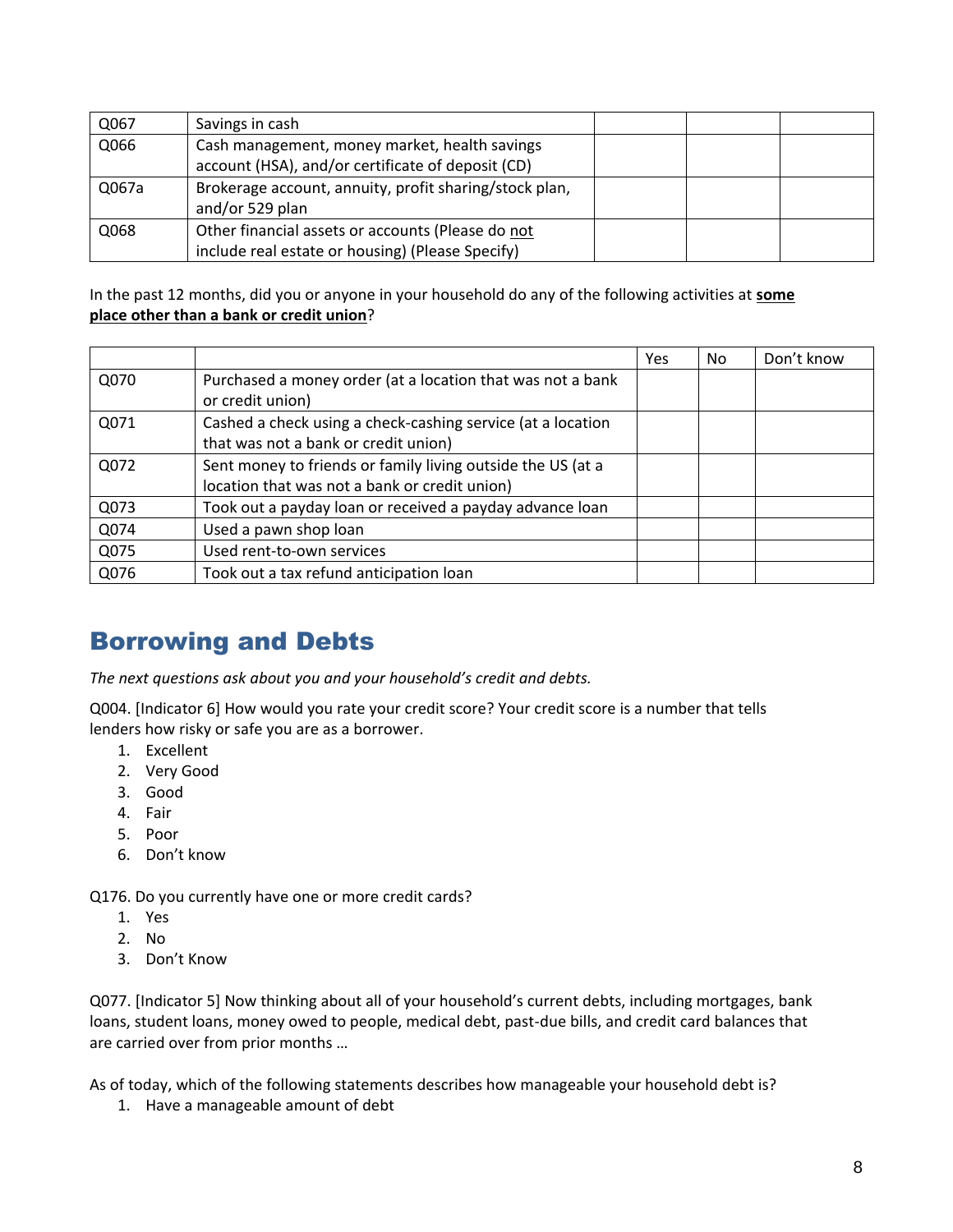| | | | | |
|---|---|---|---|---|
| Q067 | Savings in cash | | | |
| Q066 | Cash management, money market, health savings account (HSA), and/or certificate of deposit (CD) | | | |
| Q067a | Brokerage account, annuity, profit sharing/stock plan, and/or 529 plan | | | |
| Q068 | Other financial assets or accounts (Please do not include real estate or housing) (Please Specify) | | | |

In the past 12 months, did you or anyone in your household do any of the following activities at **some place other than a bank or credit union**?

| | | Yes | No | Don't know |
|---|---|---|---|---|
| Q070 | Purchased a money order (at a location that was not a bank or credit union) | | | |
| Q071 | Cashed a check using a check-cashing service (at a location that was not a bank or credit union) | | | |
| Q072 | Sent money to friends or family living outside the US (at a location that was not a bank or credit union) | | | |
| Q073 | Took out a payday loan or received a payday advance loan | | | |
| Q074 | Used a pawn shop loan | | | |
| Q075 | Used rent-to-own services | | | |
| Q076 | Took out a tax refund anticipation loan | | | |

## Borrowing and Debts

*The next questions ask about you and your household's credit and debts.*

Q004. [Indicator 6] How would you rate your credit score? Your credit score is a number that tells lenders how risky or safe you are as a borrower.

1. Excellent
2. Very Good
3. Good
4. Fair
5. Poor
6. Don't know

Q176. Do you currently have one or more credit cards?

1. Yes
2. No
3. Don't Know

Q077. [Indicator 5] Now thinking about all of your household's current debts, including mortgages, bank loans, student loans, money owed to people, medical debt, past-due bills, and credit card balances that are carried over from prior months …

As of today, which of the following statements describes how manageable your household debt is?

1. Have a manageable amount of debt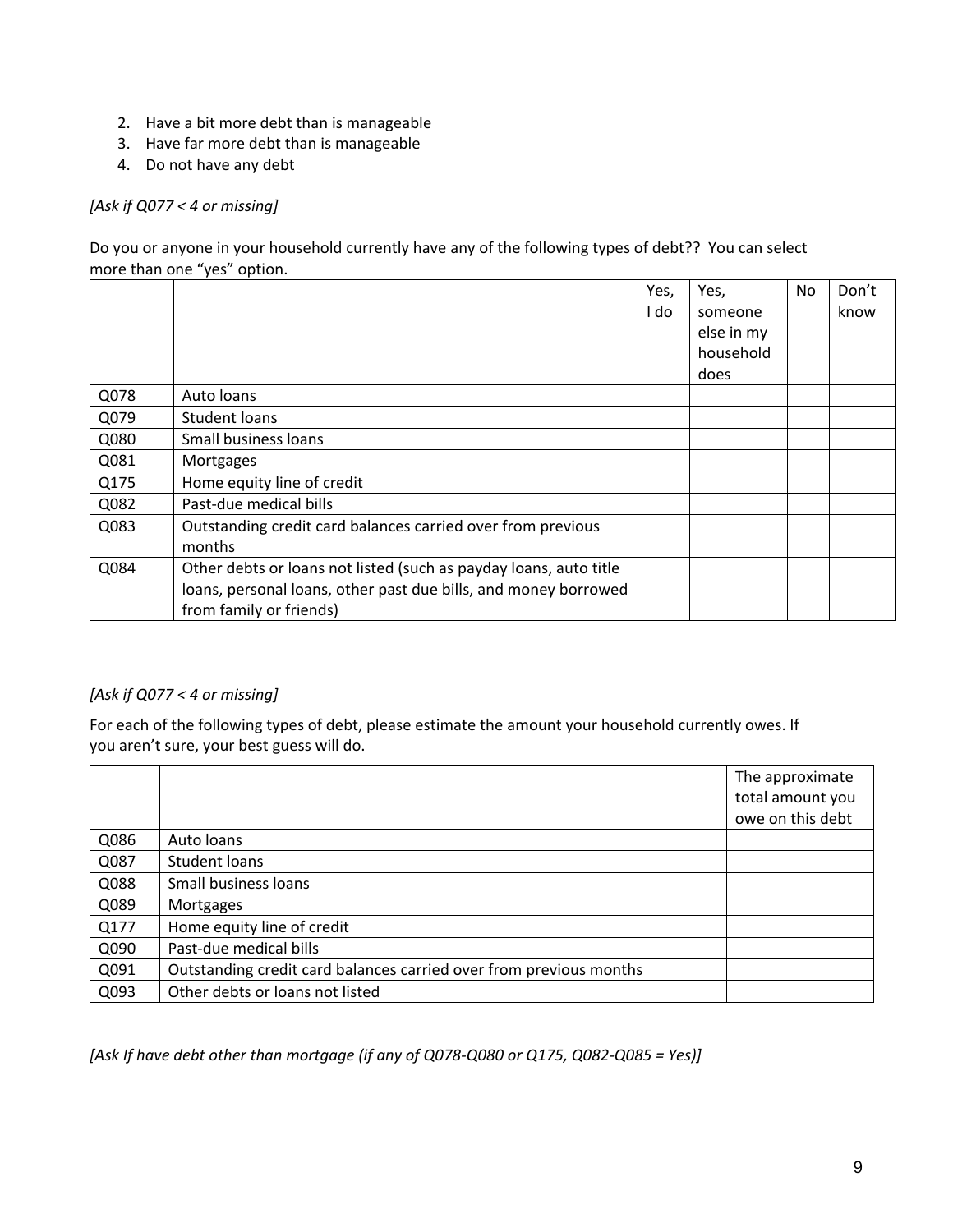2. Have a bit more debt than is manageable
3. Have far more debt than is manageable
4. Do not have any debt

*[Ask if Q077 < 4 or missing]*

Do you or anyone in your household currently have any of the following types of debt?? You can select more than one "yes" option.

| | | Yes, I do | Yes, someone else in my household does | No | Don't know |
|---|---|---|---|---|---|
| Q078 | Auto loans | | | | |
| Q079 | Student loans | | | | |
| Q080 | Small business loans | | | | |
| Q081 | Mortgages | | | | |
| Q175 | Home equity line of credit | | | | |
| Q082 | Past-due medical bills | | | | |
| Q083 | Outstanding credit card balances carried over from previous months | | | | |
| Q084 | Other debts or loans not listed (such as payday loans, auto title loans, personal loans, other past due bills, and money borrowed from family or friends) | | | | |

*[Ask if Q077 < 4 or missing]*

For each of the following types of debt, please estimate the amount your household currently owes. If you aren't sure, your best guess will do.

| | | The approximate total amount you owe on this debt |
|---|---|---|
| Q086 | Auto loans | |
| Q087 | Student loans | |
| Q088 | Small business loans | |
| Q089 | Mortgages | |
| Q177 | Home equity line of credit | |
| Q090 | Past-due medical bills | |
| Q091 | Outstanding credit card balances carried over from previous months | |
| Q093 | Other debts or loans not listed | |

*[Ask If have debt other than mortgage (if any of Q078-Q080 or Q175, Q082-Q085 = Yes)]*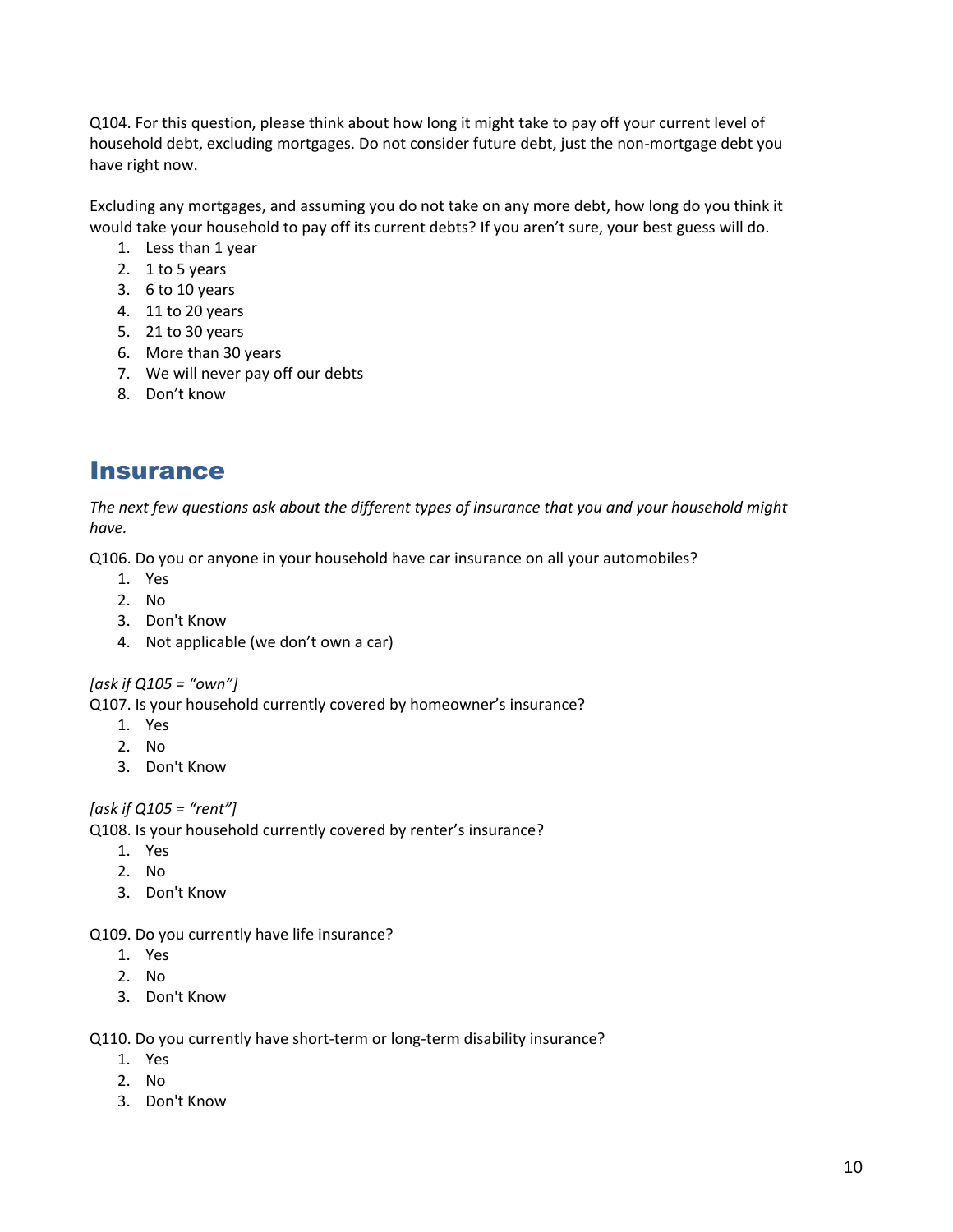Q104. For this question, please think about how long it might take to pay off your current level of household debt, excluding mortgages. Do not consider future debt, just the non-mortgage debt you have right now.

Excluding any mortgages, and assuming you do not take on any more debt, how long do you think it would take your household to pay off its current debts? If you aren't sure, your best guess will do.

1. Less than 1 year
2. 1 to 5 years
3. 6 to 10 years
4. 11 to 20 years
5. 21 to 30 years
6. More than 30 years
7. We will never pay off our debts
8. Don't know

## Insurance

*The next few questions ask about the different types of insurance that you and your household might have.*

Q106. Do you or anyone in your household have car insurance on all your automobiles?

1. Yes
2. No
3. Don't Know
4. Not applicable (we don't own a car)

*[ask if Q105 = "own"]*

Q107. Is your household currently covered by homeowner's insurance?

1. Yes
2. No
3. Don't Know

*[ask if Q105 = "rent"]*

Q108. Is your household currently covered by renter's insurance?

1. Yes
2. No
3. Don't Know

Q109. Do you currently have life insurance?

1. Yes
2. No
3. Don't Know

Q110. Do you currently have short-term or long-term disability insurance?

1. Yes
2. No
3. Don't Know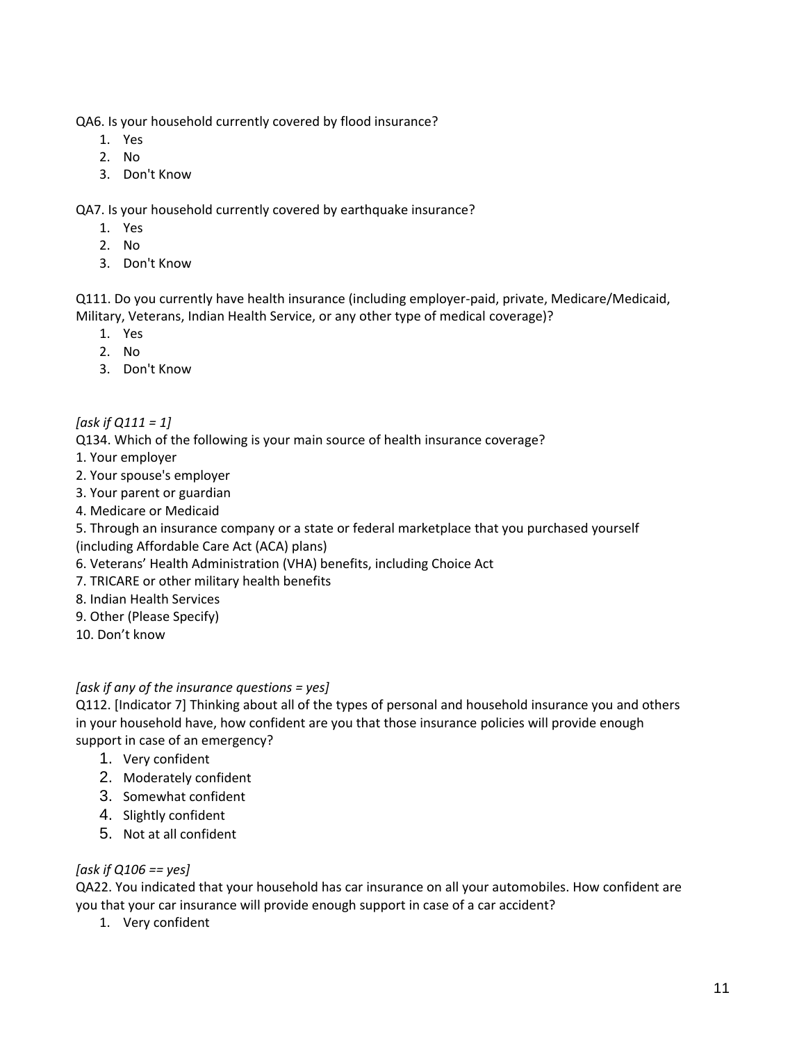QA6. Is your household currently covered by flood insurance?

1. Yes
2. No
3. Don't Know

QA7. Is your household currently covered by earthquake insurance?

1. Yes
2. No
3. Don't Know

Q111. Do you currently have health insurance (including employer-paid, private, Medicare/Medicaid, Military, Veterans, Indian Health Service, or any other type of medical coverage)?

1. Yes
2. No
3. Don't Know

*[ask if Q111 = 1]*

Q134. Which of the following is your main source of health insurance coverage?

1. Your employer
2. Your spouse's employer
3. Your parent or guardian
4. Medicare or Medicaid
5. Through an insurance company or a state or federal marketplace that you purchased yourself (including Affordable Care Act (ACA) plans)
6. Veterans' Health Administration (VHA) benefits, including Choice Act
7. TRICARE or other military health benefits
8. Indian Health Services
9. Other (Please Specify)
10. Don't know

*[ask if any of the insurance questions = yes]*

Q112. [Indicator 7] Thinking about all of the types of personal and household insurance you and others in your household have, how confident are you that those insurance policies will provide enough support in case of an emergency?

1. Very confident
2. Moderately confident
3. Somewhat confident
4. Slightly confident
5. Not at all confident

*[ask if Q106 == yes]*

QA22. You indicated that your household has car insurance on all your automobiles. How confident are you that your car insurance will provide enough support in case of a car accident?

1. Very confident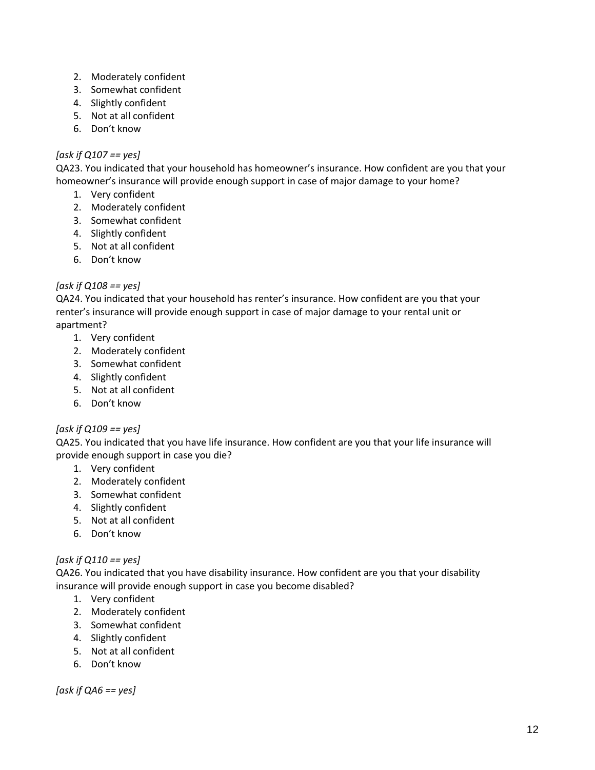2. Moderately confident
3. Somewhat confident
4. Slightly confident
5. Not at all confident
6. Don't know

*[ask if Q107 == yes]*
QA23. You indicated that your household has homeowner's insurance. How confident are you that your homeowner's insurance will provide enough support in case of major damage to your home?

1. Very confident
2. Moderately confident
3. Somewhat confident
4. Slightly confident
5. Not at all confident
6. Don't know

*[ask if Q108 == yes]*
QA24. You indicated that your household has renter's insurance. How confident are you that your renter's insurance will provide enough support in case of major damage to your rental unit or apartment?

1. Very confident
2. Moderately confident
3. Somewhat confident
4. Slightly confident
5. Not at all confident
6. Don't know

*[ask if Q109 == yes]*
QA25. You indicated that you have life insurance. How confident are you that your life insurance will provide enough support in case you die?

1. Very confident
2. Moderately confident
3. Somewhat confident
4. Slightly confident
5. Not at all confident
6. Don't know

*[ask if Q110 == yes]*
QA26. You indicated that you have disability insurance. How confident are you that your disability insurance will provide enough support in case you become disabled?

1. Very confident
2. Moderately confident
3. Somewhat confident
4. Slightly confident
5. Not at all confident
6. Don't know

*[ask if QA6 == yes]*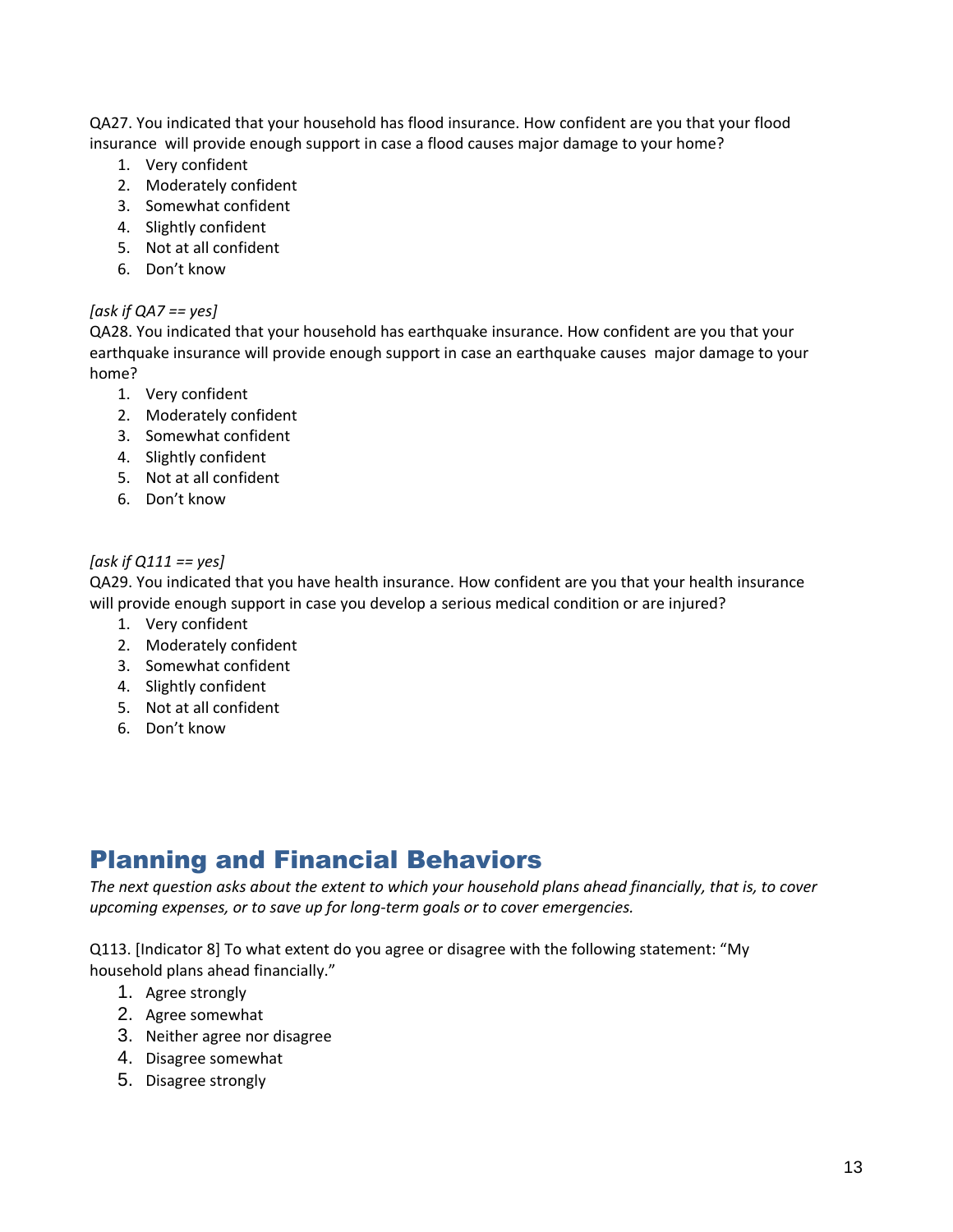QA27. You indicated that your household has flood insurance. How confident are you that your flood insurance will provide enough support in case a flood causes major damage to your home?

1. Very confident
2. Moderately confident
3. Somewhat confident
4. Slightly confident
5. Not at all confident
6. Don't know

*[ask if QA7 == yes]*

QA28. You indicated that your household has earthquake insurance. How confident are you that your earthquake insurance will provide enough support in case an earthquake causes major damage to your home?

1. Very confident
2. Moderately confident
3. Somewhat confident
4. Slightly confident
5. Not at all confident
6. Don't know

*[ask if Q111 == yes]*

QA29. You indicated that you have health insurance. How confident are you that your health insurance will provide enough support in case you develop a serious medical condition or are injured?

1. Very confident
2. Moderately confident
3. Somewhat confident
4. Slightly confident
5. Not at all confident
6. Don't know

# Planning and Financial Behaviors

*The next question asks about the extent to which your household plans ahead financially, that is, to cover upcoming expenses, or to save up for long-term goals or to cover emergencies.*

Q113. [Indicator 8] To what extent do you agree or disagree with the following statement: "My household plans ahead financially."

1. Agree strongly
2. Agree somewhat
3. Neither agree nor disagree
4. Disagree somewhat
5. Disagree strongly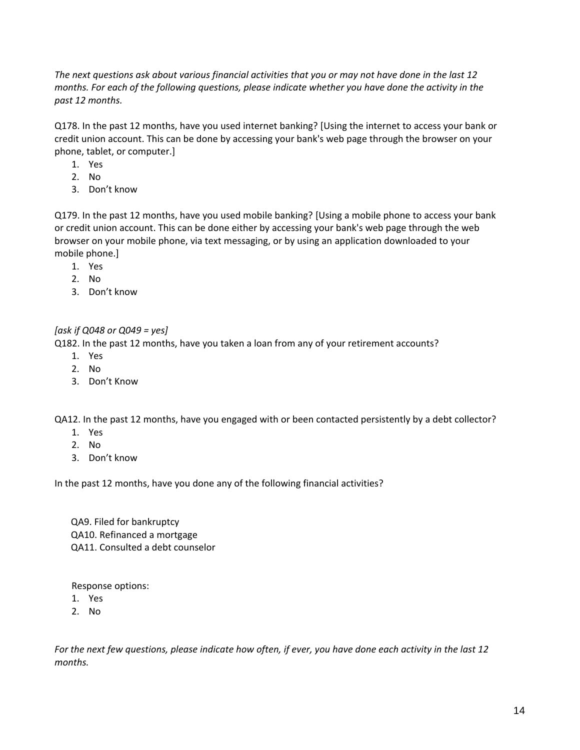*The next questions ask about various financial activities that you or may not have done in the last 12 months. For each of the following questions, please indicate whether you have done the activity in the past 12 months.*

Q178. In the past 12 months, have you used internet banking? [Using the internet to access your bank or credit union account. This can be done by accessing your bank's web page through the browser on your phone, tablet, or computer.]

1. Yes
2. No
3. Don't know

Q179. In the past 12 months, have you used mobile banking? [Using a mobile phone to access your bank or credit union account. This can be done either by accessing your bank's web page through the web browser on your mobile phone, via text messaging, or by using an application downloaded to your mobile phone.]

1. Yes
2. No
3. Don't know

*[ask if Q048 or Q049 = yes]*

Q182. In the past 12 months, have you taken a loan from any of your retirement accounts?

1. Yes
2. No
3. Don't Know

QA12. In the past 12 months, have you engaged with or been contacted persistently by a debt collector?

1. Yes
2. No
3. Don't know

In the past 12 months, have you done any of the following financial activities?

QA9. Filed for bankruptcy
QA10. Refinanced a mortgage
QA11. Consulted a debt counselor

Response options:

1. Yes
2. No

*For the next few questions, please indicate how often, if ever, you have done each activity in the last 12 months.*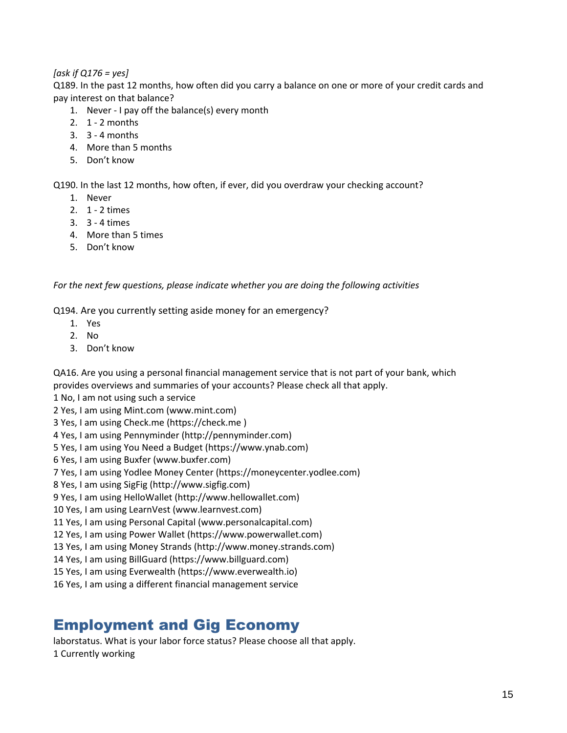*[ask if Q176 = yes]*
Q189. In the past 12 months, how often did you carry a balance on one or more of your credit cards and pay interest on that balance?

1. Never - I pay off the balance(s) every month
2. 1 - 2 months
3. 3 - 4 months
4. More than 5 months
5. Don't know

Q190. In the last 12 months, how often, if ever, did you overdraw your checking account?

1. Never
2. 1 - 2 times
3. 3 - 4 times
4. More than 5 times
5. Don't know

*For the next few questions, please indicate whether you are doing the following activities*

Q194. Are you currently setting aside money for an emergency?

1. Yes
2. No
3. Don't know

QA16. Are you using a personal financial management service that is not part of your bank, which provides overviews and summaries of your accounts? Please check all that apply.
1 No, I am not using such a service
2 Yes, I am using Mint.com (www.mint.com)
3 Yes, I am using Check.me (https://check.me )
4 Yes, I am using Pennyminder (http://pennyminder.com)
5 Yes, I am using You Need a Budget (https://www.ynab.com)
6 Yes, I am using Buxfer (www.buxfer.com)
7 Yes, I am using Yodlee Money Center (https://moneycenter.yodlee.com)
8 Yes, I am using SigFig (http://www.sigfig.com)
9 Yes, I am using HelloWallet (http://www.hellowallet.com)
10 Yes, I am using LearnVest (www.learnvest.com)
11 Yes, I am using Personal Capital (www.personalcapital.com)
12 Yes, I am using Power Wallet (https://www.powerwallet.com)
13 Yes, I am using Money Strands (http://www.money.strands.com)
14 Yes, I am using BillGuard (https://www.billguard.com)
15 Yes, I am using Everwealth (https://www.everwealth.io)
16 Yes, I am using a different financial management service

# Employment and Gig Economy

laborstatus. What is your labor force status? Please choose all that apply.
1 Currently working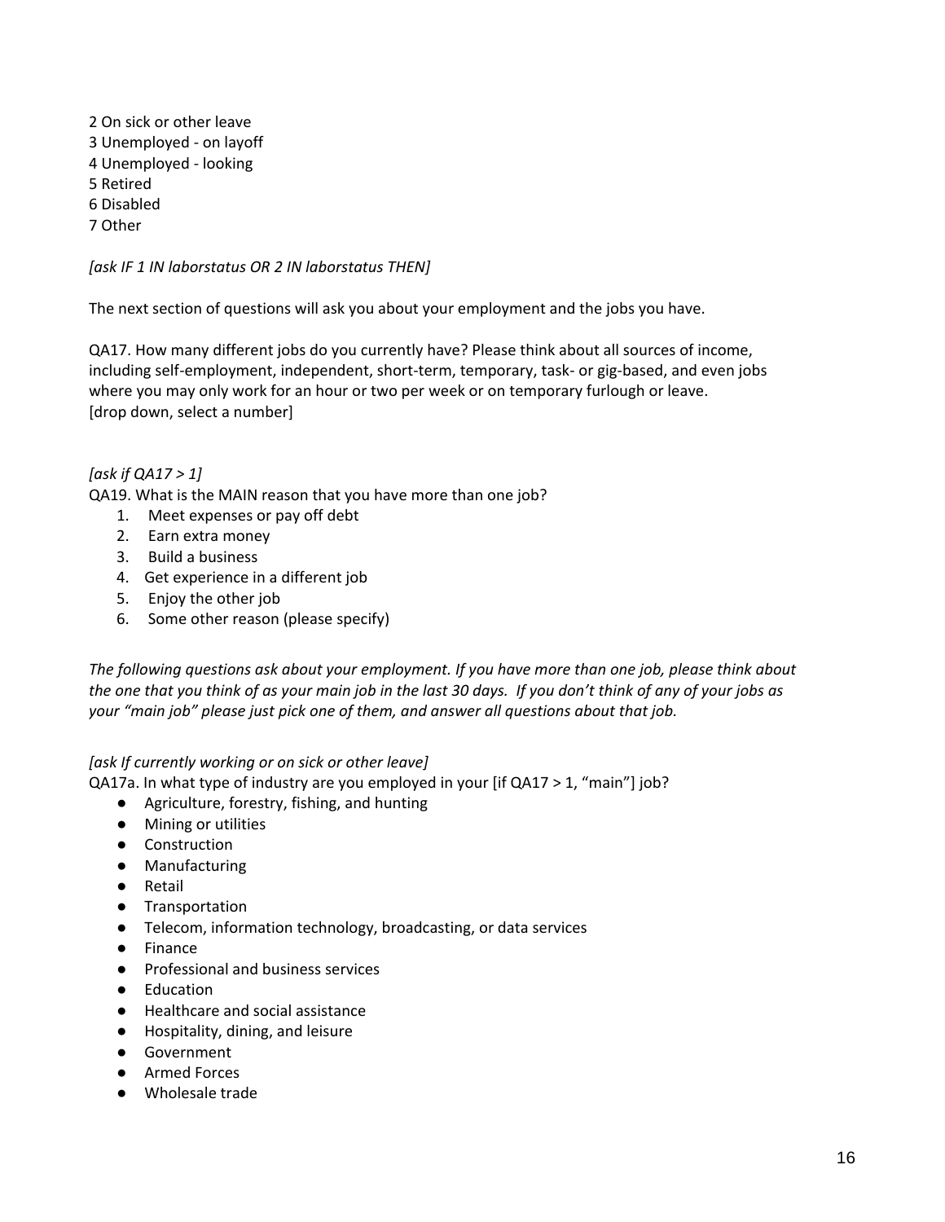2 On sick or other leave
3 Unemployed - on layoff
4 Unemployed - looking
5 Retired
6 Disabled
7 Other

*[ask IF 1 IN laborstatus OR 2 IN laborstatus THEN]*

The next section of questions will ask you about your employment and the jobs you have.

QA17. How many different jobs do you currently have? Please think about all sources of income, including self-employment, independent, short-term, temporary, task- or gig-based, and even jobs where you may only work for an hour or two per week or on temporary furlough or leave.
[drop down, select a number]

*[ask if QA17 > 1]*

QA19. What is the MAIN reason that you have more than one job?

1. Meet expenses or pay off debt
2. Earn extra money
3. Build a business
4. Get experience in a different job
5. Enjoy the other job
6. Some other reason (please specify)

*The following questions ask about your employment. If you have more than one job, please think about the one that you think of as your main job in the last 30 days. If you don't think of any of your jobs as your "main job" please just pick one of them, and answer all questions about that job.*

*[ask If currently working or on sick or other leave]*

QA17a. In what type of industry are you employed in your [if QA17 > 1, "main"] job?

- Agriculture, forestry, fishing, and hunting
- Mining or utilities
- Construction
- Manufacturing
- Retail
- Transportation
- Telecom, information technology, broadcasting, or data services
- Finance
- Professional and business services
- Education
- Healthcare and social assistance
- Hospitality, dining, and leisure
- Government
- Armed Forces
- Wholesale trade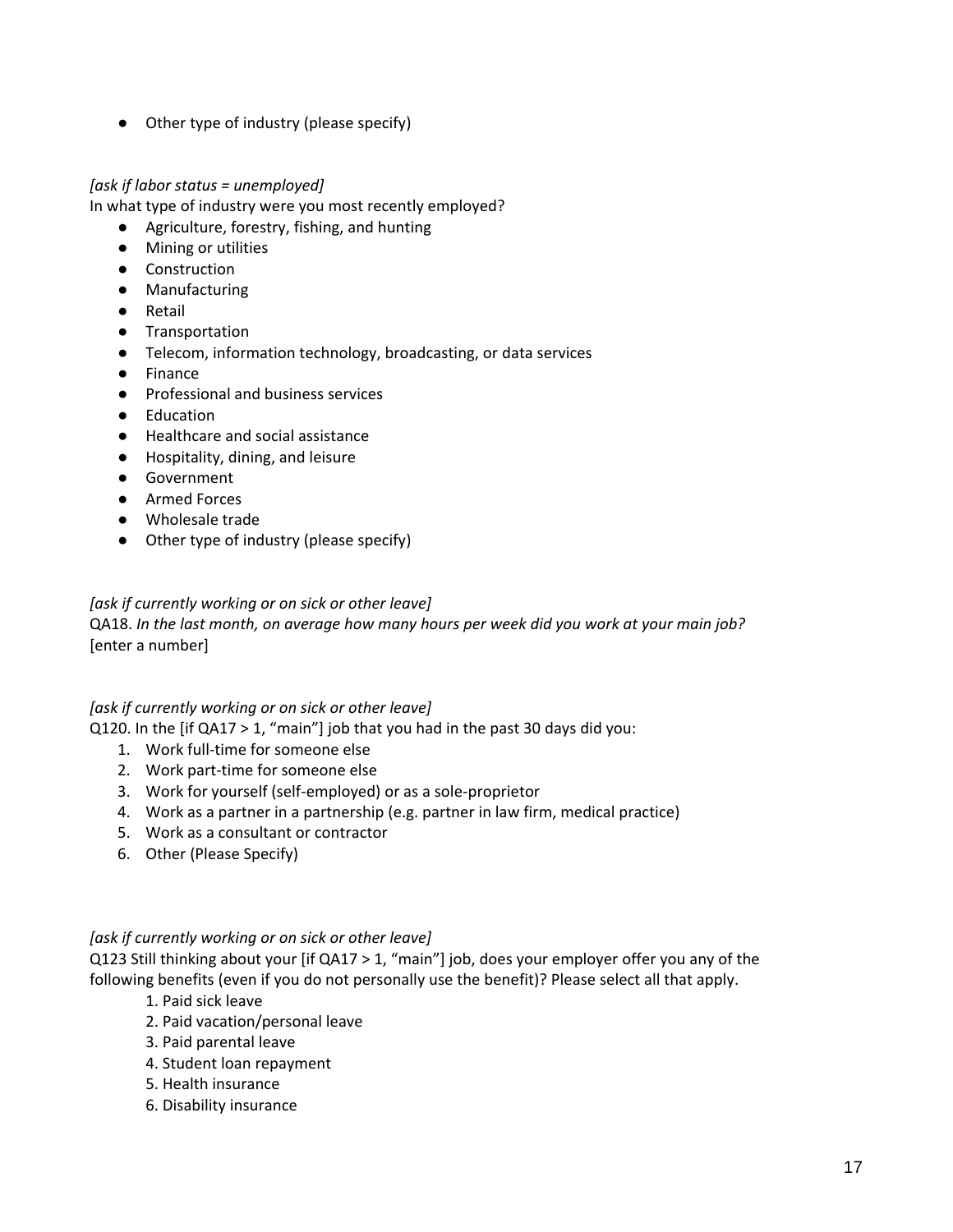- Other type of industry (please specify)

*[ask if labor status = unemployed]*
In what type of industry were you most recently employed?

- Agriculture, forestry, fishing, and hunting
- Mining or utilities
- Construction
- Manufacturing
- Retail
- Transportation
- Telecom, information technology, broadcasting, or data services
- Finance
- Professional and business services
- Education
- Healthcare and social assistance
- Hospitality, dining, and leisure
- Government
- Armed Forces
- Wholesale trade
- Other type of industry (please specify)

*[ask if currently working or on sick or other leave]*
QA18. *In the last month, on average how many hours per week did you work at your main job?*
[enter a number]

*[ask if currently working or on sick or other leave]*
Q120. In the [if QA17 > 1, "main"] job that you had in the past 30 days did you:

1. Work full-time for someone else
2. Work part-time for someone else
3. Work for yourself (self-employed) or as a sole-proprietor
4. Work as a partner in a partnership (e.g. partner in law firm, medical practice)
5. Work as a consultant or contractor
6. Other (Please Specify)

*[ask if currently working or on sick or other leave]*
Q123 Still thinking about your [if QA17 > 1, "main"] job, does your employer offer you any of the following benefits (even if you do not personally use the benefit)? Please select all that apply.

1. Paid sick leave
2. Paid vacation/personal leave
3. Paid parental leave
4. Student loan repayment
5. Health insurance
6. Disability insurance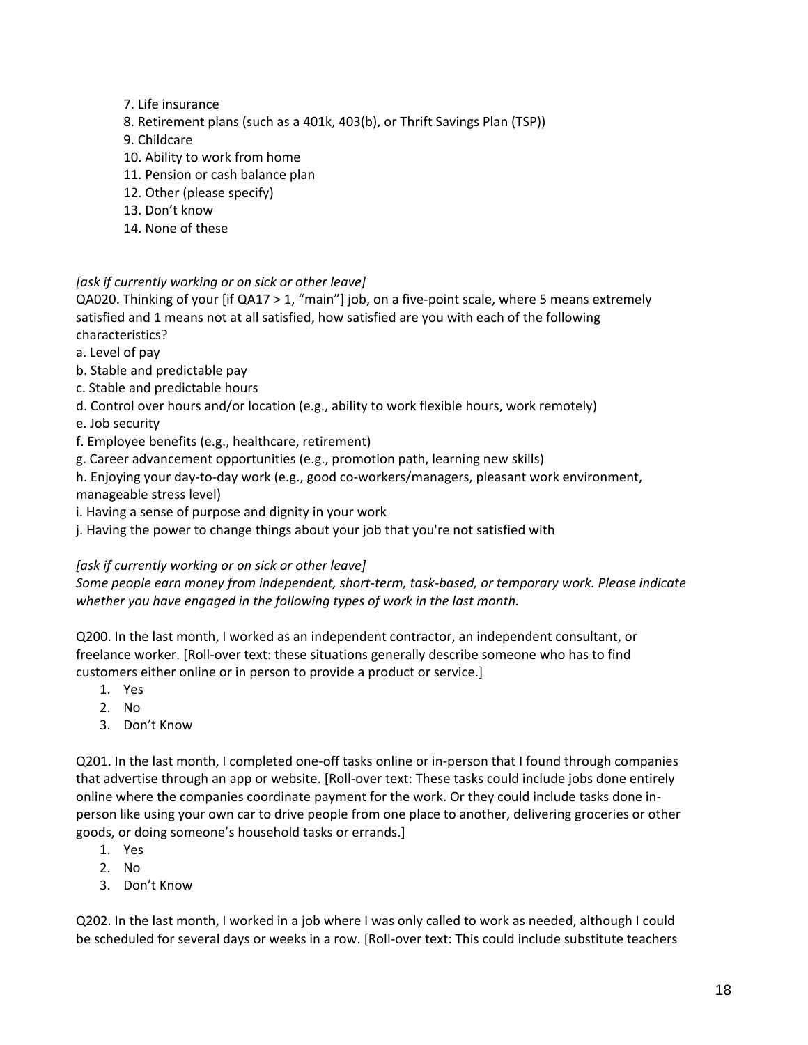7. Life insurance
8. Retirement plans (such as a 401k, 403(b), or Thrift Savings Plan (TSP))
9. Childcare
10. Ability to work from home
11. Pension or cash balance plan
12. Other (please specify)
13. Don't know
14. None of these

*[ask if currently working or on sick or other leave]*

QA020. Thinking of your [if QA17 > 1, "main"] job, on a five-point scale, where 5 means extremely satisfied and 1 means not at all satisfied, how satisfied are you with each of the following characteristics?

a. Level of pay
b. Stable and predictable pay
c. Stable and predictable hours
d. Control over hours and/or location (e.g., ability to work flexible hours, work remotely)
e. Job security
f. Employee benefits (e.g., healthcare, retirement)
g. Career advancement opportunities (e.g., promotion path, learning new skills)
h. Enjoying your day-to-day work (e.g., good co-workers/managers, pleasant work environment, manageable stress level)
i. Having a sense of purpose and dignity in your work
j. Having the power to change things about your job that you're not satisfied with

*[ask if currently working or on sick or other leave]*

*Some people earn money from independent, short-term, task-based, or temporary work. Please indicate whether you have engaged in the following types of work in the last month.*

Q200. In the last month, I worked as an independent contractor, an independent consultant, or freelance worker. [Roll-over text: these situations generally describe someone who has to find customers either online or in person to provide a product or service.]

1. Yes
2. No
3. Don't Know

Q201. In the last month, I completed one-off tasks online or in-person that I found through companies that advertise through an app or website. [Roll-over text: These tasks could include jobs done entirely online where the companies coordinate payment for the work. Or they could include tasks done in-person like using your own car to drive people from one place to another, delivering groceries or other goods, or doing someone's household tasks or errands.]

1. Yes
2. No
3. Don't Know

Q202. In the last month, I worked in a job where I was only called to work as needed, although I could be scheduled for several days or weeks in a row. [Roll-over text: This could include substitute teachers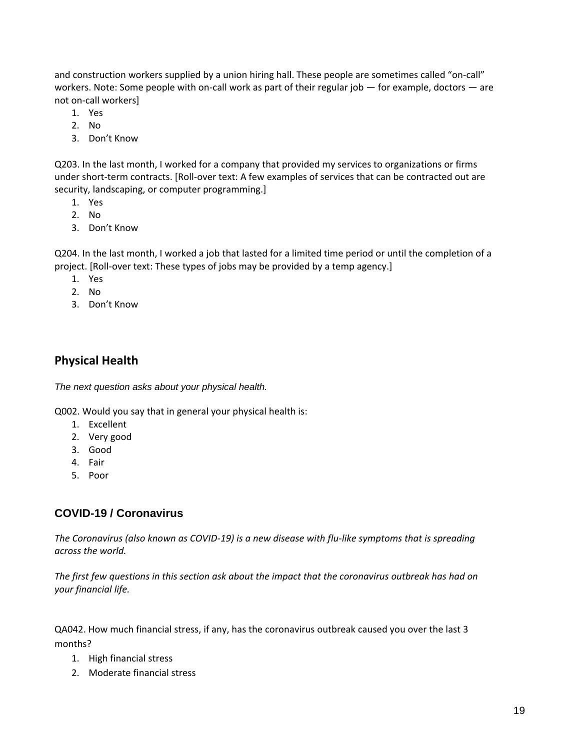and construction workers supplied by a union hiring hall. These people are sometimes called "on-call" workers. Note: Some people with on-call work as part of their regular job — for example, doctors — are not on-call workers]

1. Yes
2. No
3. Don't Know

Q203. In the last month, I worked for a company that provided my services to organizations or firms under short-term contracts. [Roll-over text: A few examples of services that can be contracted out are security, landscaping, or computer programming.]

1. Yes
2. No
3. Don't Know

Q204. In the last month, I worked a job that lasted for a limited time period or until the completion of a project. [Roll-over text: These types of jobs may be provided by a temp agency.]

1. Yes
2. No
3. Don't Know

## Physical Health

*The next question asks about your physical health.*

Q002. Would you say that in general your physical health is:

1. Excellent
2. Very good
3. Good
4. Fair
5. Poor

## COVID-19 / Coronavirus

*The Coronavirus (also known as COVID-19) is a new disease with flu-like symptoms that is spreading across the world.*

*The first few questions in this section ask about the impact that the coronavirus outbreak has had on your financial life.*

QA042. How much financial stress, if any, has the coronavirus outbreak caused you over the last 3 months?

1. High financial stress
2. Moderate financial stress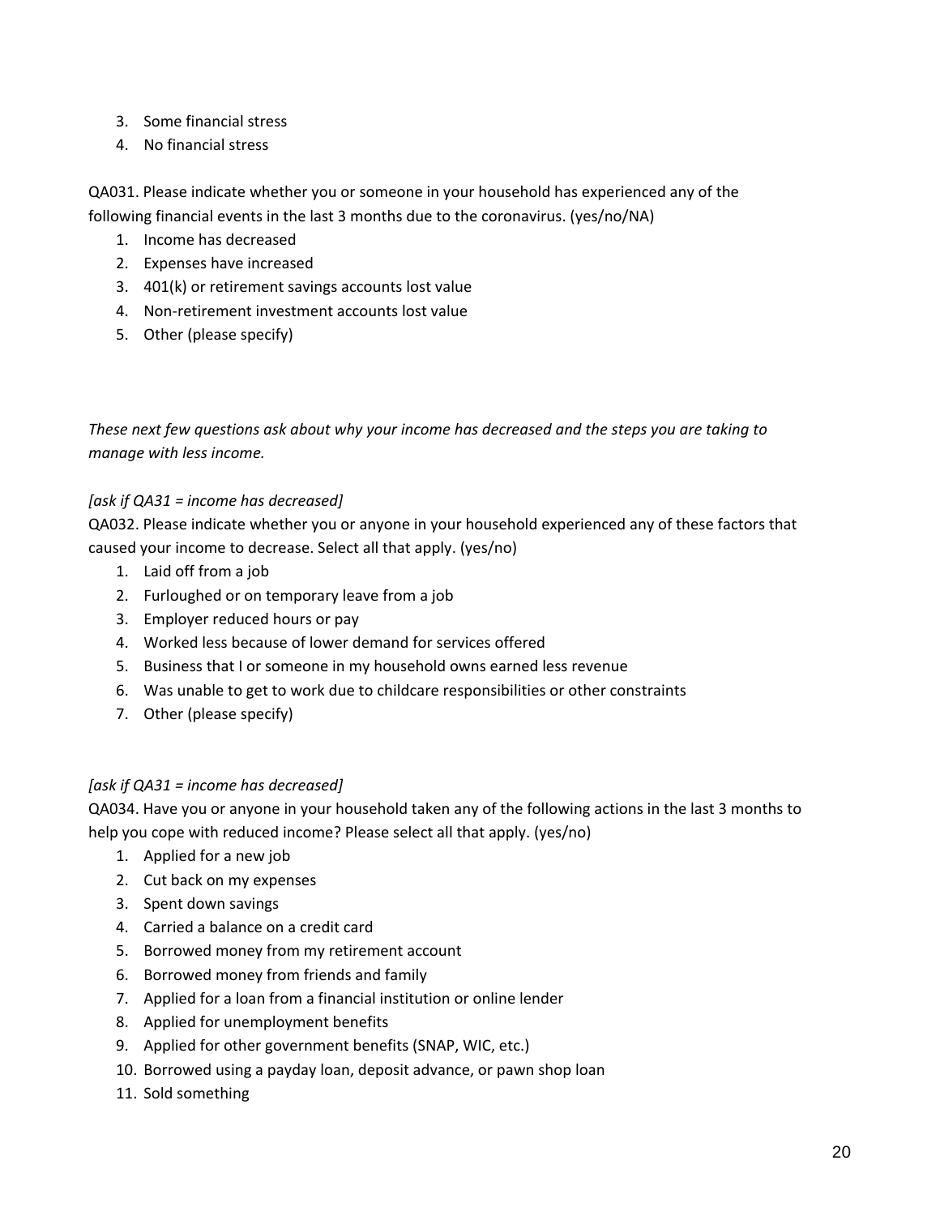3. Some financial stress
4. No financial stress

QA031. Please indicate whether you or someone in your household has experienced any of the following financial events in the last 3 months due to the coronavirus. (yes/no/NA)

1. Income has decreased
2. Expenses have increased
3. 401(k) or retirement savings accounts lost value
4. Non-retirement investment accounts lost value
5. Other (please specify)

*These next few questions ask about why your income has decreased and the steps you are taking to manage with less income.*

*[ask if QA31 = income has decreased]*

QA032. Please indicate whether you or anyone in your household experienced any of these factors that caused your income to decrease. Select all that apply. (yes/no)

1. Laid off from a job
2. Furloughed or on temporary leave from a job
3. Employer reduced hours or pay
4. Worked less because of lower demand for services offered
5. Business that I or someone in my household owns earned less revenue
6. Was unable to get to work due to childcare responsibilities or other constraints
7. Other (please specify)

*[ask if QA31 = income has decreased]*

QA034. Have you or anyone in your household taken any of the following actions in the last 3 months to help you cope with reduced income? Please select all that apply. (yes/no)

1. Applied for a new job
2. Cut back on my expenses
3. Spent down savings
4. Carried a balance on a credit card
5. Borrowed money from my retirement account
6. Borrowed money from friends and family
7. Applied for a loan from a financial institution or online lender
8. Applied for unemployment benefits
9. Applied for other government benefits (SNAP, WIC, etc.)
10. Borrowed using a payday loan, deposit advance, or pawn shop loan
11. Sold something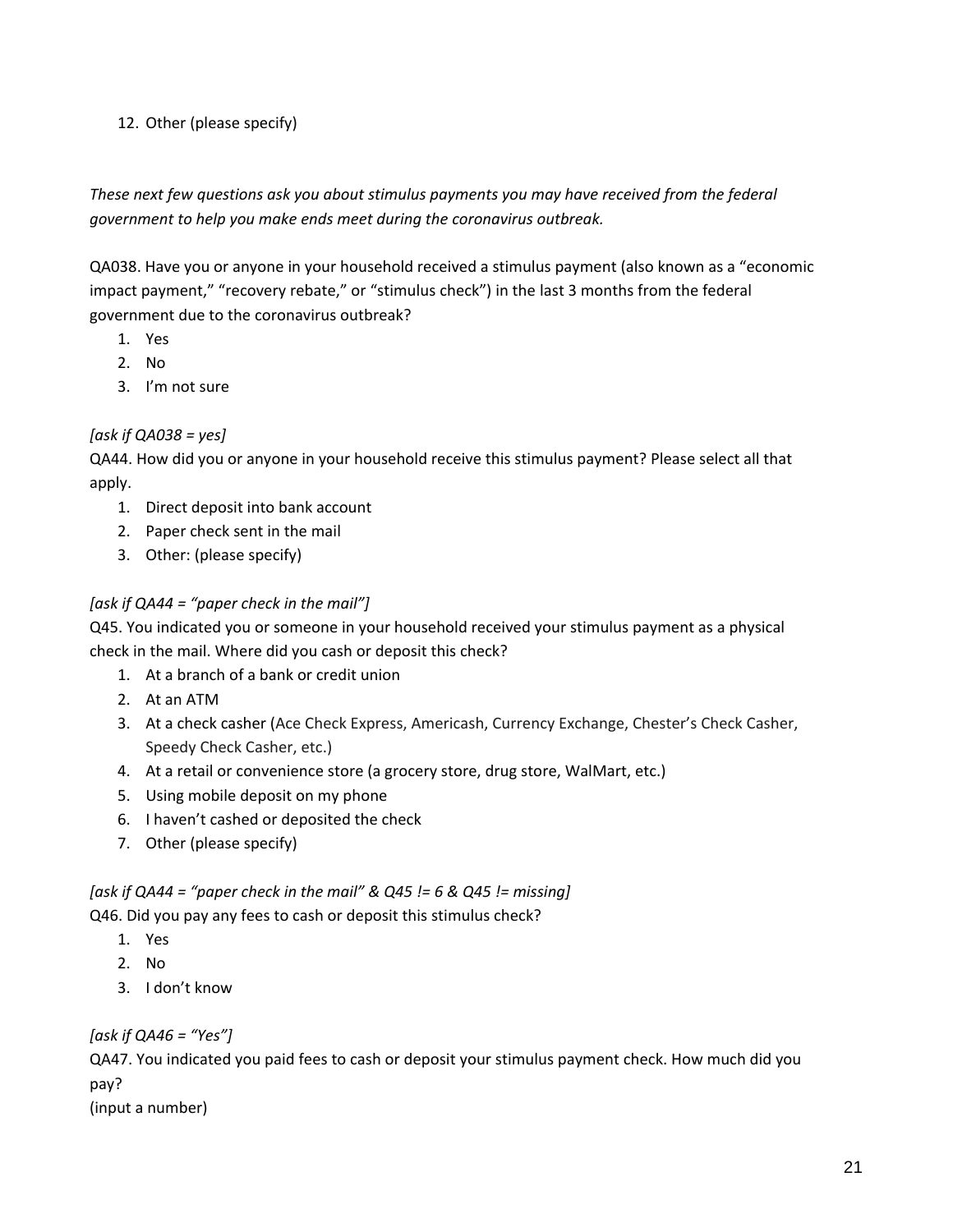12. Other (please specify)

*These next few questions ask you about stimulus payments you may have received from the federal government to help you make ends meet during the coronavirus outbreak.*

QA038. Have you or anyone in your household received a stimulus payment (also known as a "economic impact payment," "recovery rebate," or "stimulus check") in the last 3 months from the federal government due to the coronavirus outbreak?

1. Yes
2. No
3. I'm not sure

*[ask if QA038 = yes]*

QA44. How did you or anyone in your household receive this stimulus payment? Please select all that apply.

1. Direct deposit into bank account
2. Paper check sent in the mail
3. Other: (please specify)

*[ask if QA44 = "paper check in the mail"]*

Q45. You indicated you or someone in your household received your stimulus payment as a physical check in the mail. Where did you cash or deposit this check?

1. At a branch of a bank or credit union
2. At an ATM
3. At a check casher (Ace Check Express, Americash, Currency Exchange, Chester's Check Casher, Speedy Check Casher, etc.)
4. At a retail or convenience store (a grocery store, drug store, WalMart, etc.)
5. Using mobile deposit on my phone
6. I haven't cashed or deposited the check
7. Other (please specify)

*[ask if QA44 = "paper check in the mail" & Q45 != 6 & Q45 != missing]*

Q46. Did you pay any fees to cash or deposit this stimulus check?

1. Yes
2. No
3. I don't know

*[ask if QA46 = "Yes"]*

QA47. You indicated you paid fees to cash or deposit your stimulus payment check. How much did you pay?

(input a number)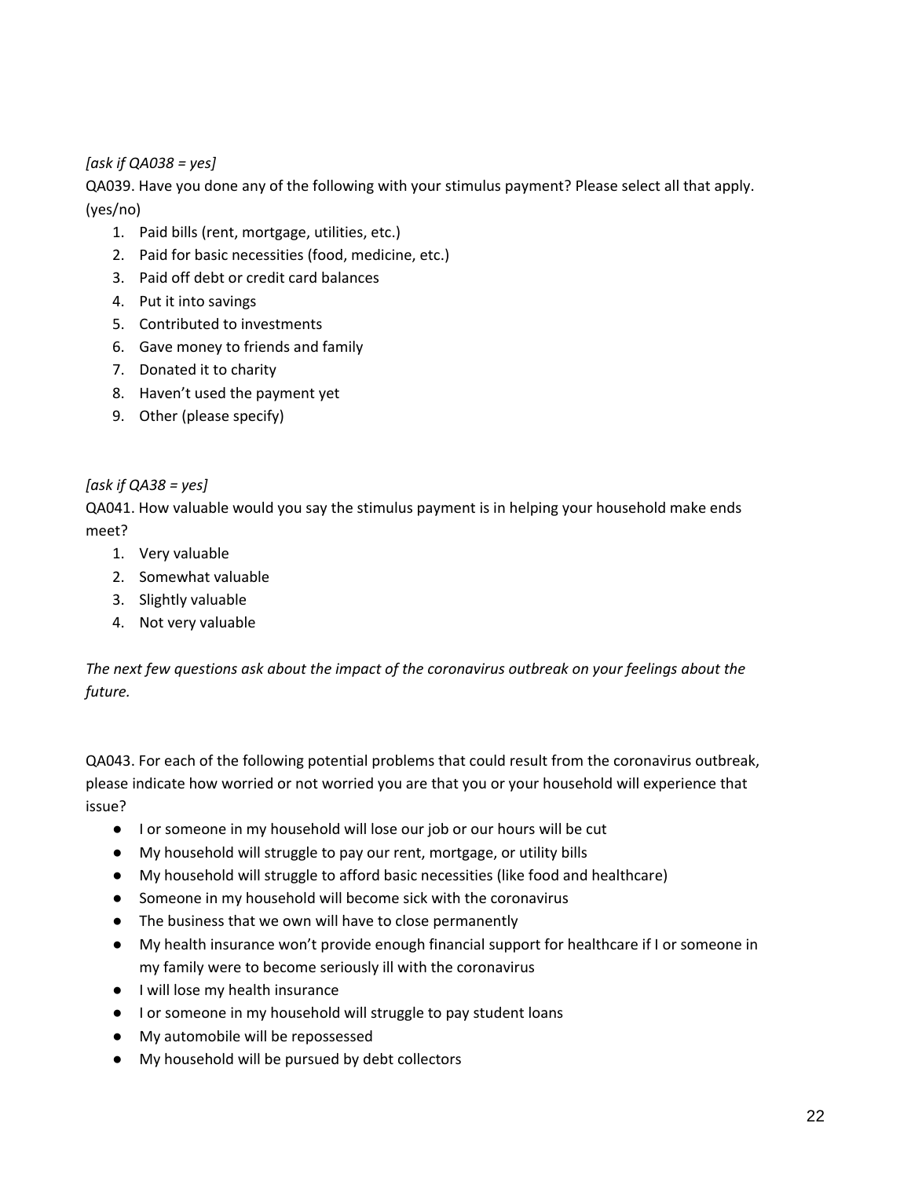*[ask if QA038 = yes]*

QA039. Have you done any of the following with your stimulus payment? Please select all that apply. (yes/no)

1. Paid bills (rent, mortgage, utilities, etc.)
2. Paid for basic necessities (food, medicine, etc.)
3. Paid off debt or credit card balances
4. Put it into savings
5. Contributed to investments
6. Gave money to friends and family
7. Donated it to charity
8. Haven't used the payment yet
9. Other (please specify)

*[ask if QA38 = yes]*

QA041. How valuable would you say the stimulus payment is in helping your household make ends meet?

1. Very valuable
2. Somewhat valuable
3. Slightly valuable
4. Not very valuable

*The next few questions ask about the impact of the coronavirus outbreak on your feelings about the future.*

QA043. For each of the following potential problems that could result from the coronavirus outbreak, please indicate how worried or not worried you are that you or your household will experience that issue?

- I or someone in my household will lose our job or our hours will be cut
- My household will struggle to pay our rent, mortgage, or utility bills
- My household will struggle to afford basic necessities (like food and healthcare)
- Someone in my household will become sick with the coronavirus
- The business that we own will have to close permanently
- My health insurance won't provide enough financial support for healthcare if I or someone in my family were to become seriously ill with the coronavirus
- I will lose my health insurance
- I or someone in my household will struggle to pay student loans
- My automobile will be repossessed
- My household will be pursued by debt collectors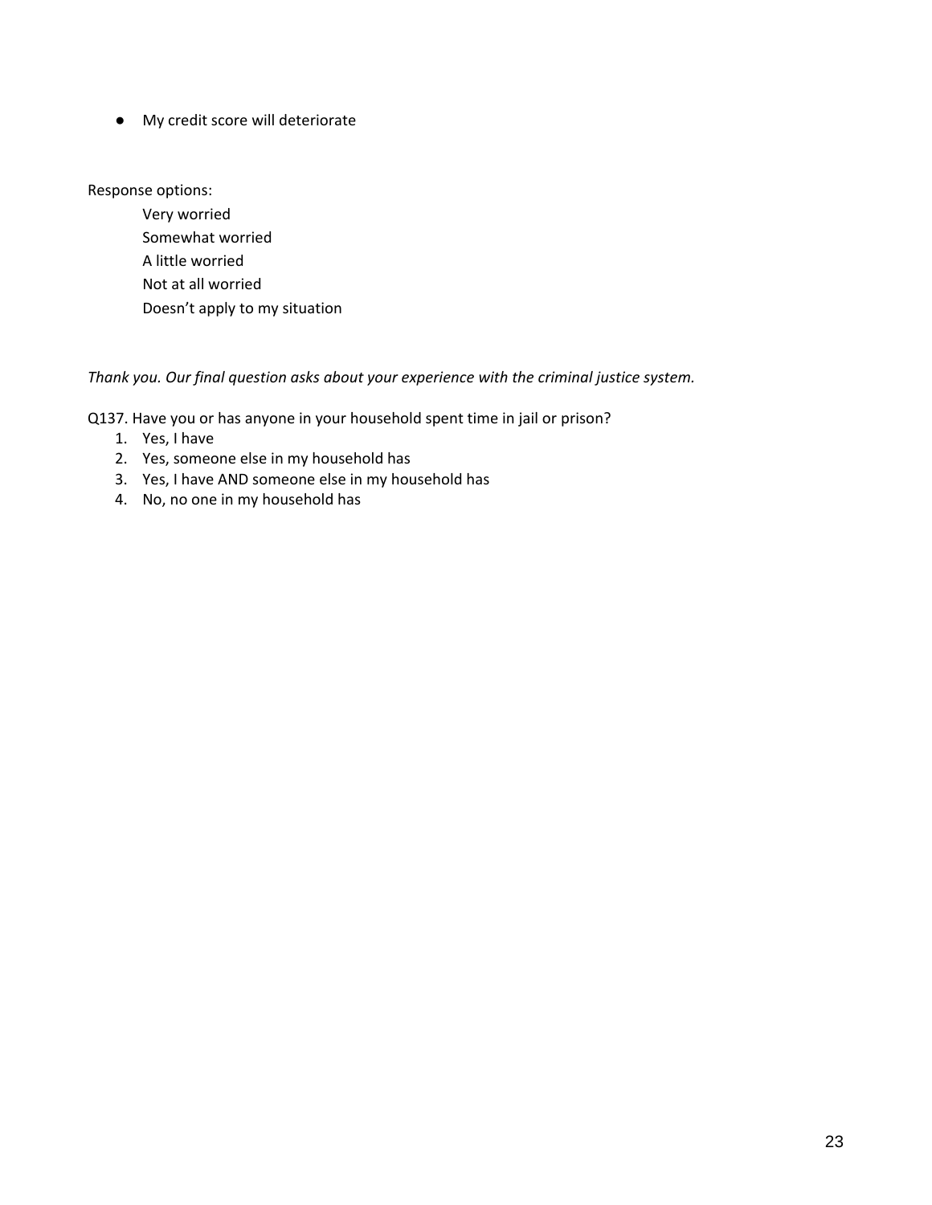- My credit score will deteriorate

Response options:

Very worried
Somewhat worried
A little worried
Not at all worried
Doesn't apply to my situation

*Thank you. Our final question asks about your experience with the criminal justice system.*

Q137. Have you or has anyone in your household spent time in jail or prison?

1. Yes, I have
2. Yes, someone else in my household has
3. Yes, I have AND someone else in my household has
4. No, no one in my household has